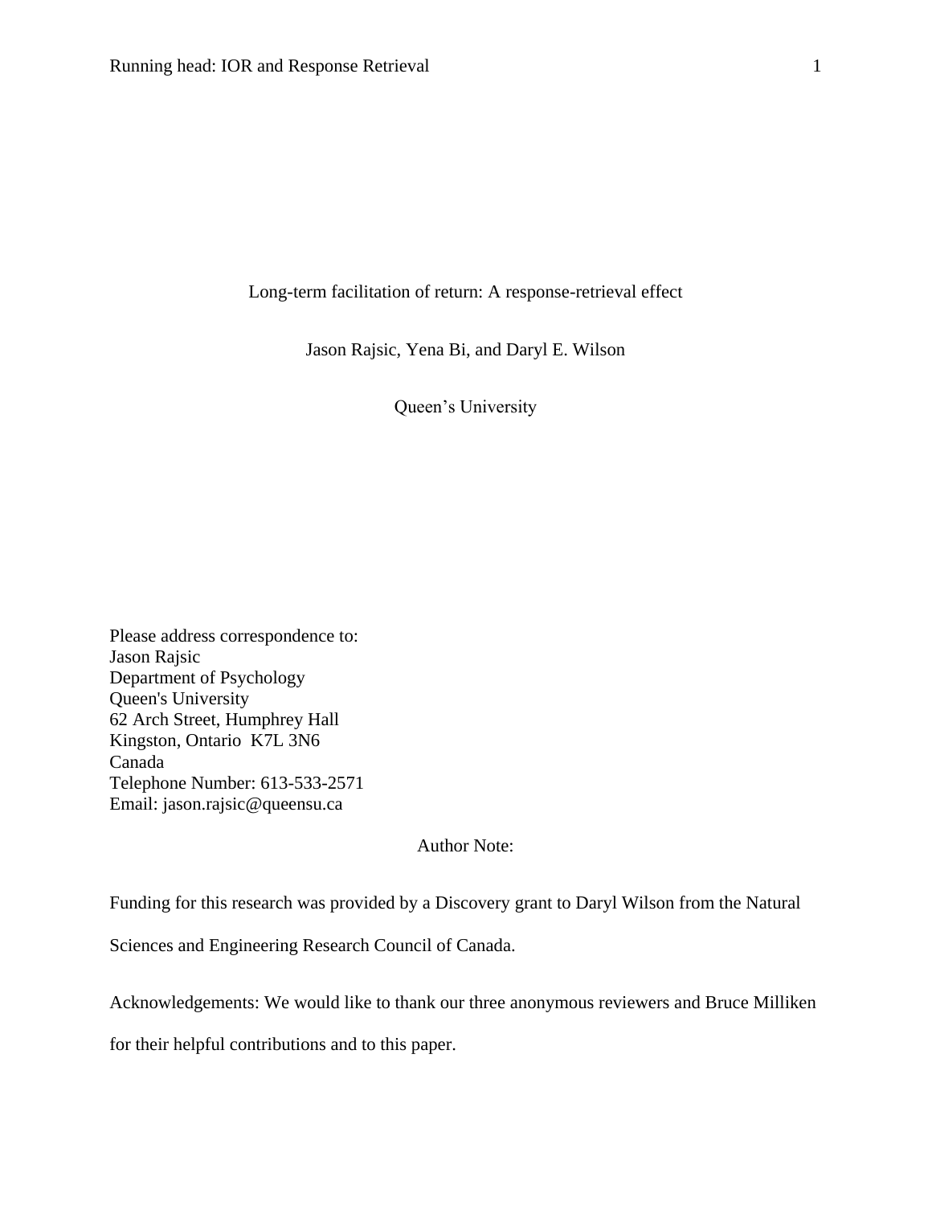# Long-term facilitation of return: A response-retrieval effect

Jason Rajsic, Yena Bi, and Daryl E. Wilson

Queen's University

Please address correspondence to:
Jason Rajsic
Department of Psychology
Queen's University
62 Arch Street, Humphrey Hall
Kingston, Ontario K7L 3N6
Canada
Telephone Number: 613-533-2571
Email: jason.rajsic@queensu.ca

Author Note:

Funding for this research was provided by a Discovery grant to Daryl Wilson from the Natural Sciences and Engineering Research Council of Canada.

Acknowledgements: We would like to thank our three anonymous reviewers and Bruce Milliken for their helpful contributions and to this paper.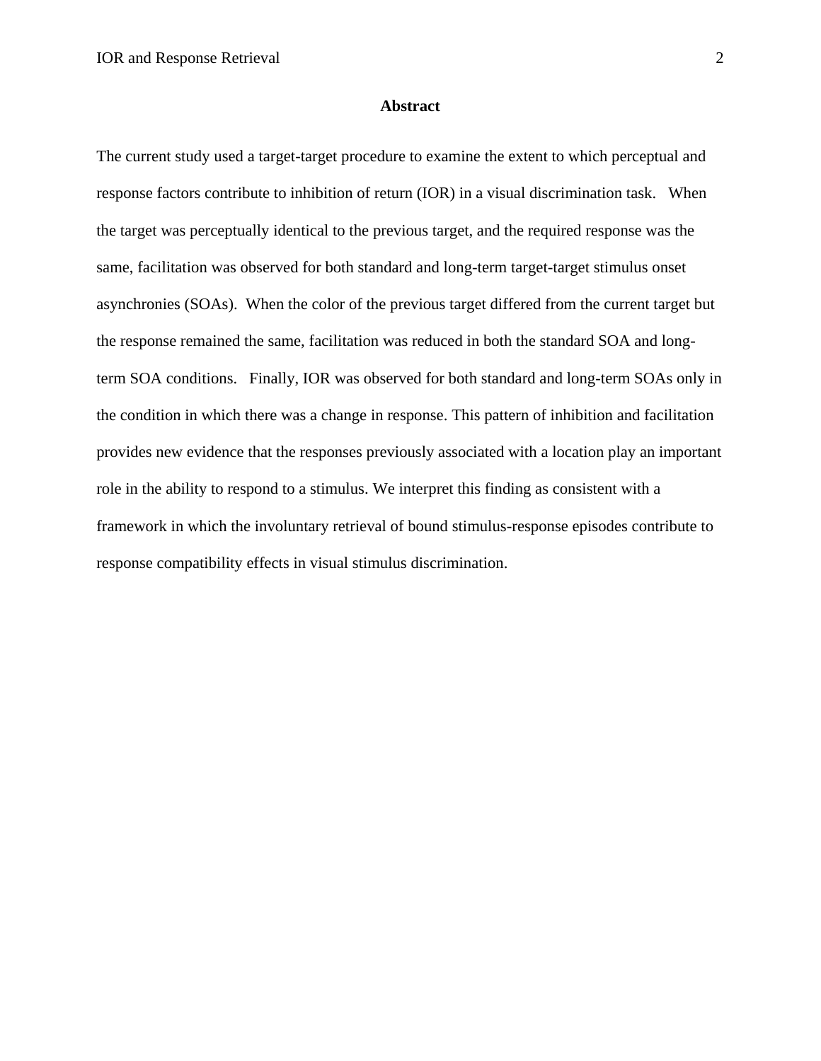# Abstract

The current study used a target-target procedure to examine the extent to which perceptual and response factors contribute to inhibition of return (IOR) in a visual discrimination task. When the target was perceptually identical to the previous target, and the required response was the same, facilitation was observed for both standard and long-term target-target stimulus onset asynchronies (SOAs). When the color of the previous target differed from the current target but the response remained the same, facilitation was reduced in both the standard SOA and long-term SOA conditions. Finally, IOR was observed for both standard and long-term SOAs only in the condition in which there was a change in response. This pattern of inhibition and facilitation provides new evidence that the responses previously associated with a location play an important role in the ability to respond to a stimulus. We interpret this finding as consistent with a framework in which the involuntary retrieval of bound stimulus-response episodes contribute to response compatibility effects in visual stimulus discrimination.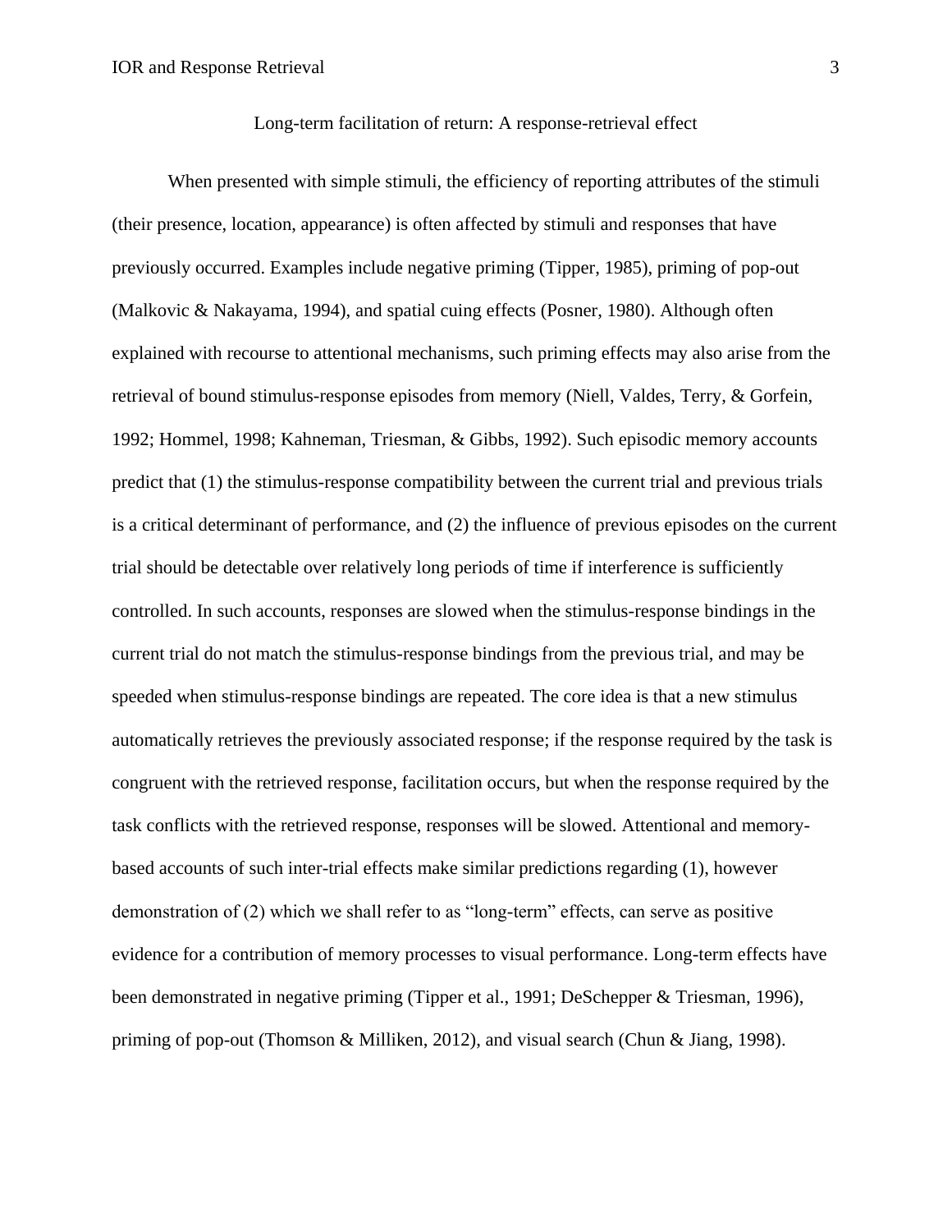# Long-term facilitation of return: A response-retrieval effect

When presented with simple stimuli, the efficiency of reporting attributes of the stimuli (their presence, location, appearance) is often affected by stimuli and responses that have previously occurred. Examples include negative priming (Tipper, 1985), priming of pop-out (Malkovic & Nakayama, 1994), and spatial cuing effects (Posner, 1980). Although often explained with recourse to attentional mechanisms, such priming effects may also arise from the retrieval of bound stimulus-response episodes from memory (Niell, Valdes, Terry, & Gorfein, 1992; Hommel, 1998; Kahneman, Triesman, & Gibbs, 1992). Such episodic memory accounts predict that (1) the stimulus-response compatibility between the current trial and previous trials is a critical determinant of performance, and (2) the influence of previous episodes on the current trial should be detectable over relatively long periods of time if interference is sufficiently controlled. In such accounts, responses are slowed when the stimulus-response bindings in the current trial do not match the stimulus-response bindings from the previous trial, and may be speeded when stimulus-response bindings are repeated. The core idea is that a new stimulus automatically retrieves the previously associated response; if the response required by the task is congruent with the retrieved response, facilitation occurs, but when the response required by the task conflicts with the retrieved response, responses will be slowed. Attentional and memory-based accounts of such inter-trial effects make similar predictions regarding (1), however demonstration of (2) which we shall refer to as "long-term" effects, can serve as positive evidence for a contribution of memory processes to visual performance. Long-term effects have been demonstrated in negative priming (Tipper et al., 1991; DeSchepper & Triesman, 1996), priming of pop-out (Thomson & Milliken, 2012), and visual search (Chun & Jiang, 1998).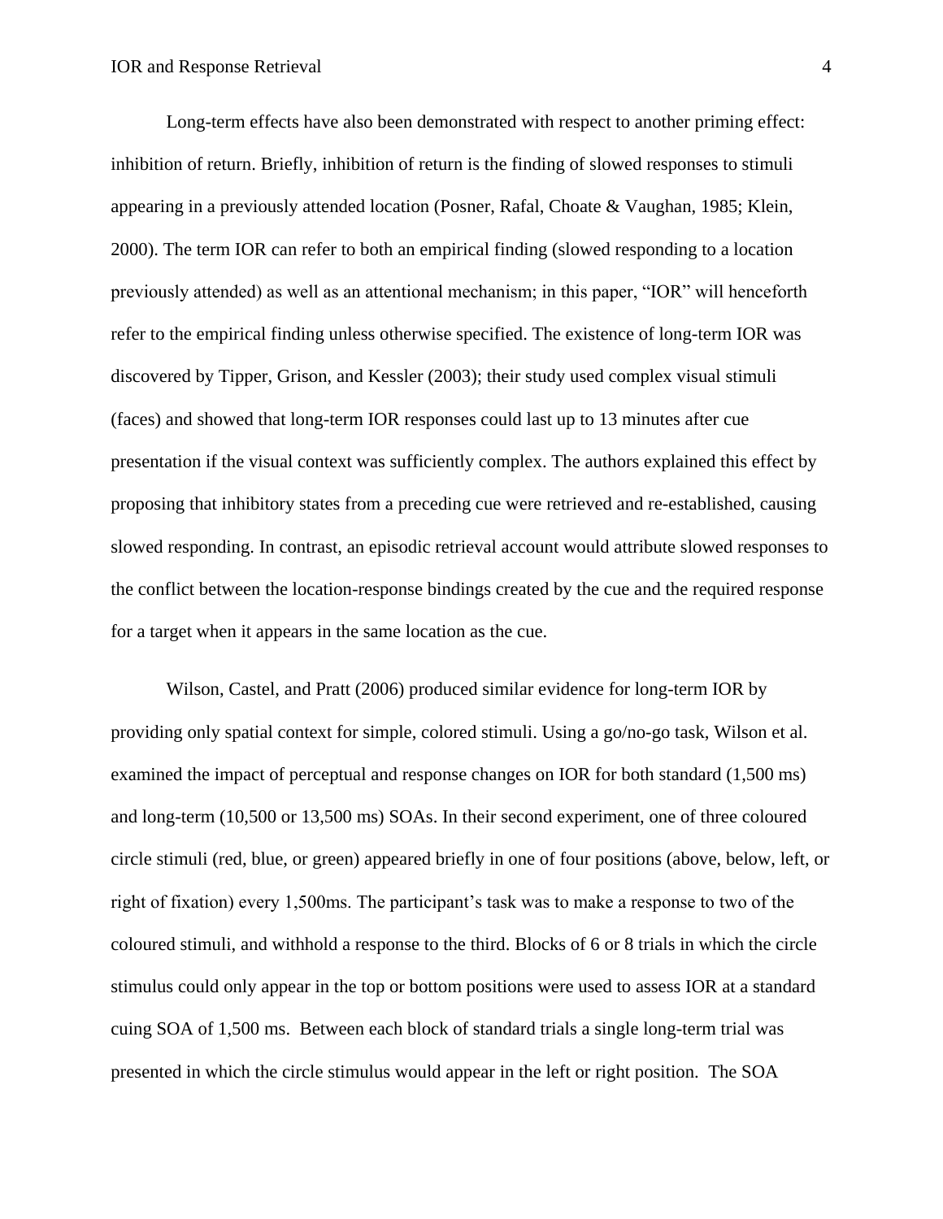Long-term effects have also been demonstrated with respect to another priming effect: inhibition of return. Briefly, inhibition of return is the finding of slowed responses to stimuli appearing in a previously attended location (Posner, Rafal, Choate & Vaughan, 1985; Klein, 2000). The term IOR can refer to both an empirical finding (slowed responding to a location previously attended) as well as an attentional mechanism; in this paper, "IOR" will henceforth refer to the empirical finding unless otherwise specified. The existence of long-term IOR was discovered by Tipper, Grison, and Kessler (2003); their study used complex visual stimuli (faces) and showed that long-term IOR responses could last up to 13 minutes after cue presentation if the visual context was sufficiently complex. The authors explained this effect by proposing that inhibitory states from a preceding cue were retrieved and re-established, causing slowed responding. In contrast, an episodic retrieval account would attribute slowed responses to the conflict between the location-response bindings created by the cue and the required response for a target when it appears in the same location as the cue.

Wilson, Castel, and Pratt (2006) produced similar evidence for long-term IOR by providing only spatial context for simple, colored stimuli. Using a go/no-go task, Wilson et al. examined the impact of perceptual and response changes on IOR for both standard (1,500 ms) and long-term (10,500 or 13,500 ms) SOAs. In their second experiment, one of three coloured circle stimuli (red, blue, or green) appeared briefly in one of four positions (above, below, left, or right of fixation) every 1,500ms. The participant's task was to make a response to two of the coloured stimuli, and withhold a response to the third. Blocks of 6 or 8 trials in which the circle stimulus could only appear in the top or bottom positions were used to assess IOR at a standard cuing SOA of 1,500 ms. Between each block of standard trials a single long-term trial was presented in which the circle stimulus would appear in the left or right position. The SOA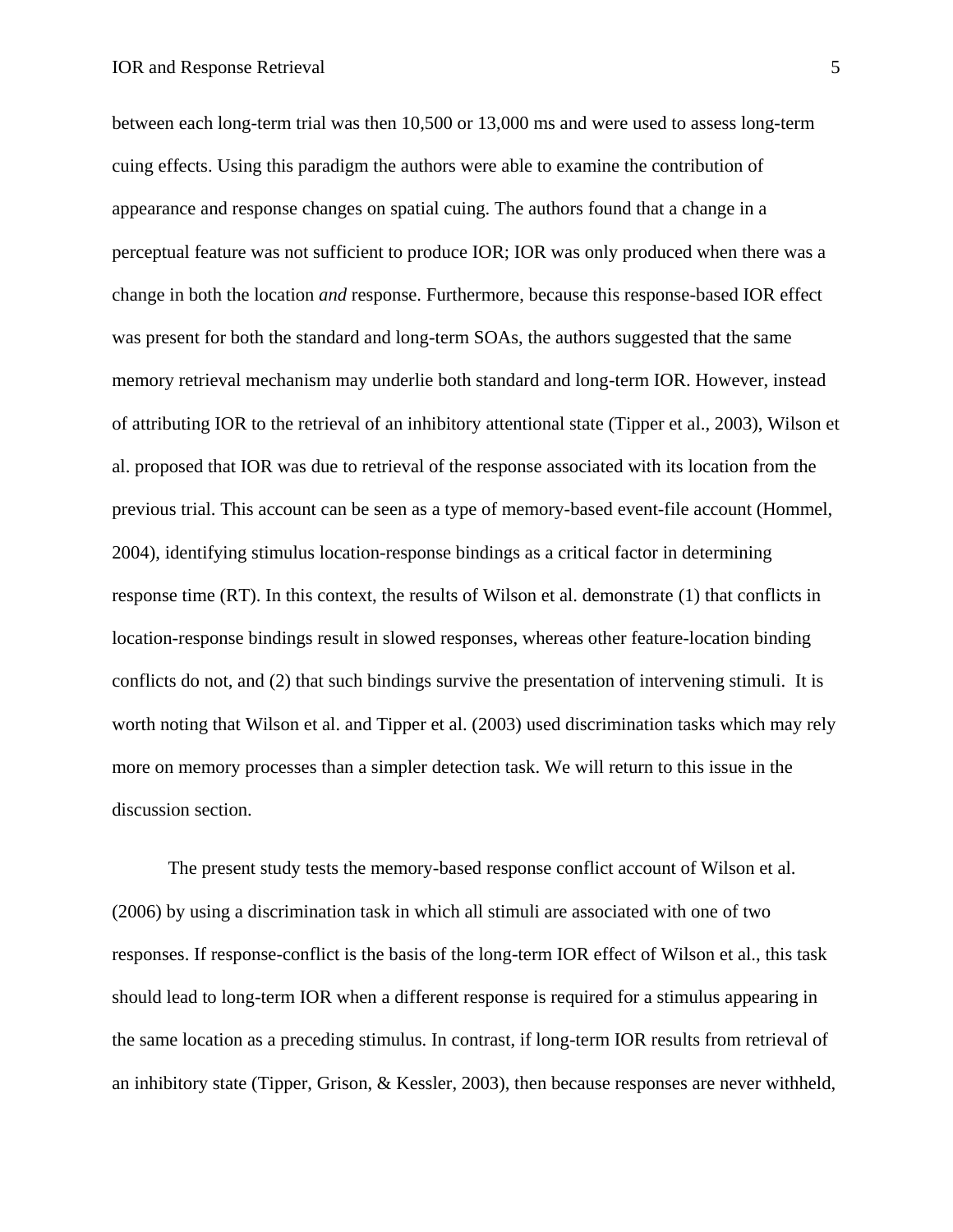between each long-term trial was then 10,500 or 13,000 ms and were used to assess long-term cuing effects. Using this paradigm the authors were able to examine the contribution of appearance and response changes on spatial cuing. The authors found that a change in a perceptual feature was not sufficient to produce IOR; IOR was only produced when there was a change in both the location *and* response. Furthermore, because this response-based IOR effect was present for both the standard and long-term SOAs, the authors suggested that the same memory retrieval mechanism may underlie both standard and long-term IOR. However, instead of attributing IOR to the retrieval of an inhibitory attentional state (Tipper et al., 2003), Wilson et al. proposed that IOR was due to retrieval of the response associated with its location from the previous trial. This account can be seen as a type of memory-based event-file account (Hommel, 2004), identifying stimulus location-response bindings as a critical factor in determining response time (RT). In this context, the results of Wilson et al. demonstrate (1) that conflicts in location-response bindings result in slowed responses, whereas other feature-location binding conflicts do not, and (2) that such bindings survive the presentation of intervening stimuli. It is worth noting that Wilson et al. and Tipper et al. (2003) used discrimination tasks which may rely more on memory processes than a simpler detection task. We will return to this issue in the discussion section.

The present study tests the memory-based response conflict account of Wilson et al. (2006) by using a discrimination task in which all stimuli are associated with one of two responses. If response-conflict is the basis of the long-term IOR effect of Wilson et al., this task should lead to long-term IOR when a different response is required for a stimulus appearing in the same location as a preceding stimulus. In contrast, if long-term IOR results from retrieval of an inhibitory state (Tipper, Grison, & Kessler, 2003), then because responses are never withheld,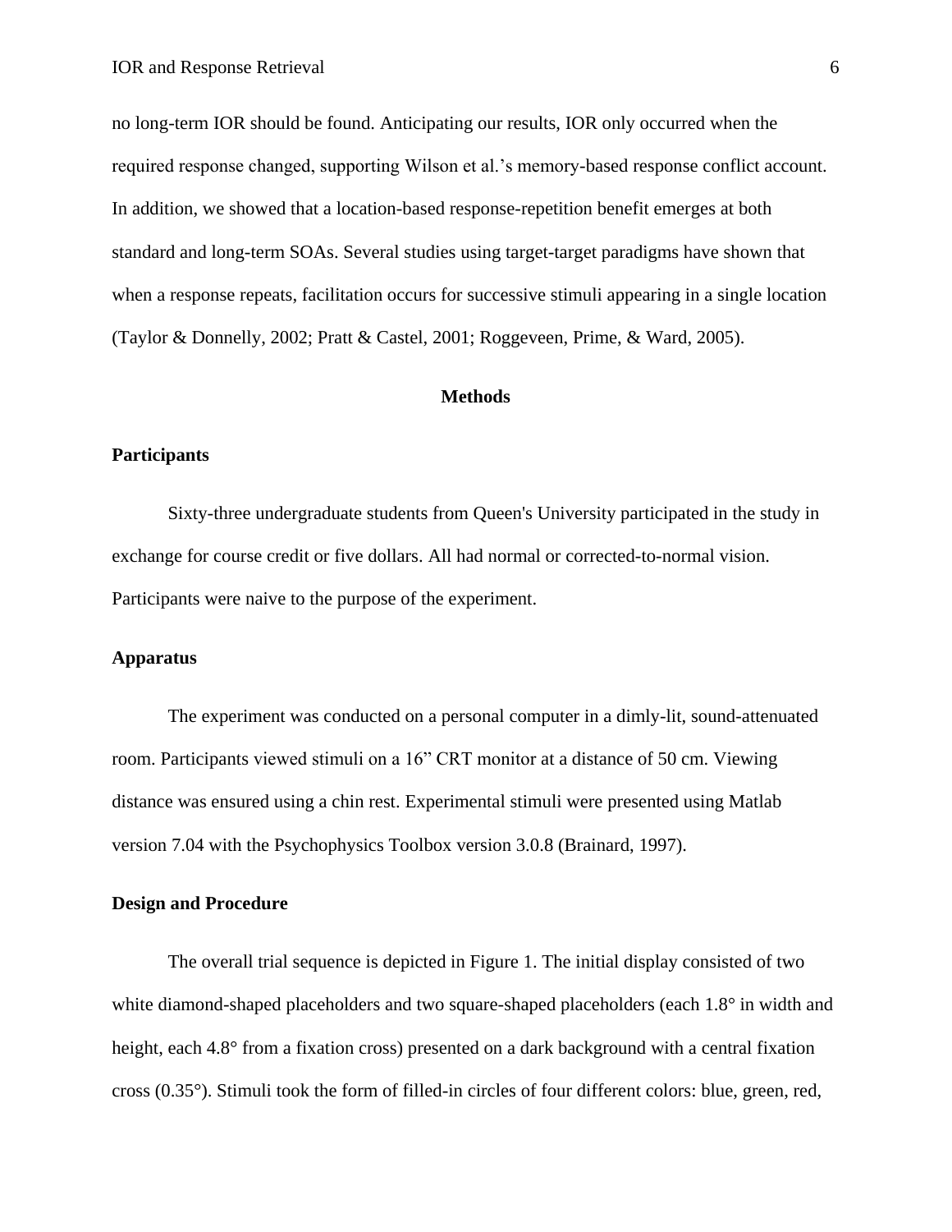no long-term IOR should be found. Anticipating our results, IOR only occurred when the required response changed, supporting Wilson et al.'s memory-based response conflict account. In addition, we showed that a location-based response-repetition benefit emerges at both standard and long-term SOAs. Several studies using target-target paradigms have shown that when a response repeats, facilitation occurs for successive stimuli appearing in a single location (Taylor & Donnelly, 2002; Pratt & Castel, 2001; Roggeveen, Prime, & Ward, 2005).

## Methods

### Participants

Sixty-three undergraduate students from Queen's University participated in the study in exchange for course credit or five dollars. All had normal or corrected-to-normal vision. Participants were naive to the purpose of the experiment.

### Apparatus

The experiment was conducted on a personal computer in a dimly-lit, sound-attenuated room. Participants viewed stimuli on a 16" CRT monitor at a distance of 50 cm. Viewing distance was ensured using a chin rest. Experimental stimuli were presented using Matlab version 7.04 with the Psychophysics Toolbox version 3.0.8 (Brainard, 1997).

### Design and Procedure

The overall trial sequence is depicted in Figure 1. The initial display consisted of two white diamond-shaped placeholders and two square-shaped placeholders (each 1.8° in width and height, each 4.8° from a fixation cross) presented on a dark background with a central fixation cross (0.35°). Stimuli took the form of filled-in circles of four different colors: blue, green, red,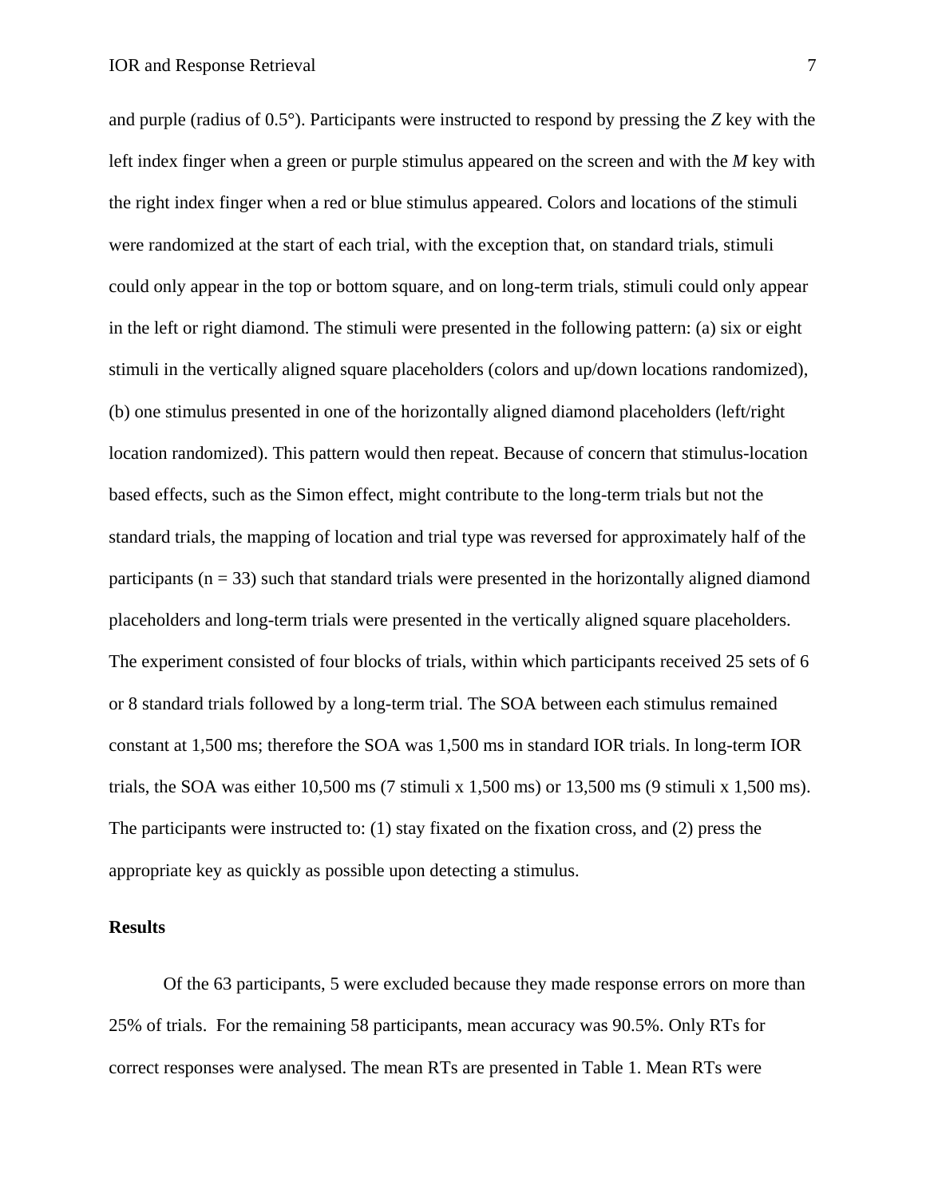and purple (radius of 0.5°). Participants were instructed to respond by pressing the *Z* key with the left index finger when a green or purple stimulus appeared on the screen and with the *M* key with the right index finger when a red or blue stimulus appeared. Colors and locations of the stimuli were randomized at the start of each trial, with the exception that, on standard trials, stimuli could only appear in the top or bottom square, and on long-term trials, stimuli could only appear in the left or right diamond. The stimuli were presented in the following pattern: (a) six or eight stimuli in the vertically aligned square placeholders (colors and up/down locations randomized), (b) one stimulus presented in one of the horizontally aligned diamond placeholders (left/right location randomized). This pattern would then repeat. Because of concern that stimulus-location based effects, such as the Simon effect, might contribute to the long-term trials but not the standard trials, the mapping of location and trial type was reversed for approximately half of the participants (n = 33) such that standard trials were presented in the horizontally aligned diamond placeholders and long-term trials were presented in the vertically aligned square placeholders. The experiment consisted of four blocks of trials, within which participants received 25 sets of 6 or 8 standard trials followed by a long-term trial. The SOA between each stimulus remained constant at 1,500 ms; therefore the SOA was 1,500 ms in standard IOR trials. In long-term IOR trials, the SOA was either 10,500 ms (7 stimuli x 1,500 ms) or 13,500 ms (9 stimuli x 1,500 ms). The participants were instructed to: (1) stay fixated on the fixation cross, and (2) press the appropriate key as quickly as possible upon detecting a stimulus.

**Results**

Of the 63 participants, 5 were excluded because they made response errors on more than 25% of trials. For the remaining 58 participants, mean accuracy was 90.5%. Only RTs for correct responses were analysed. The mean RTs are presented in Table 1. Mean RTs were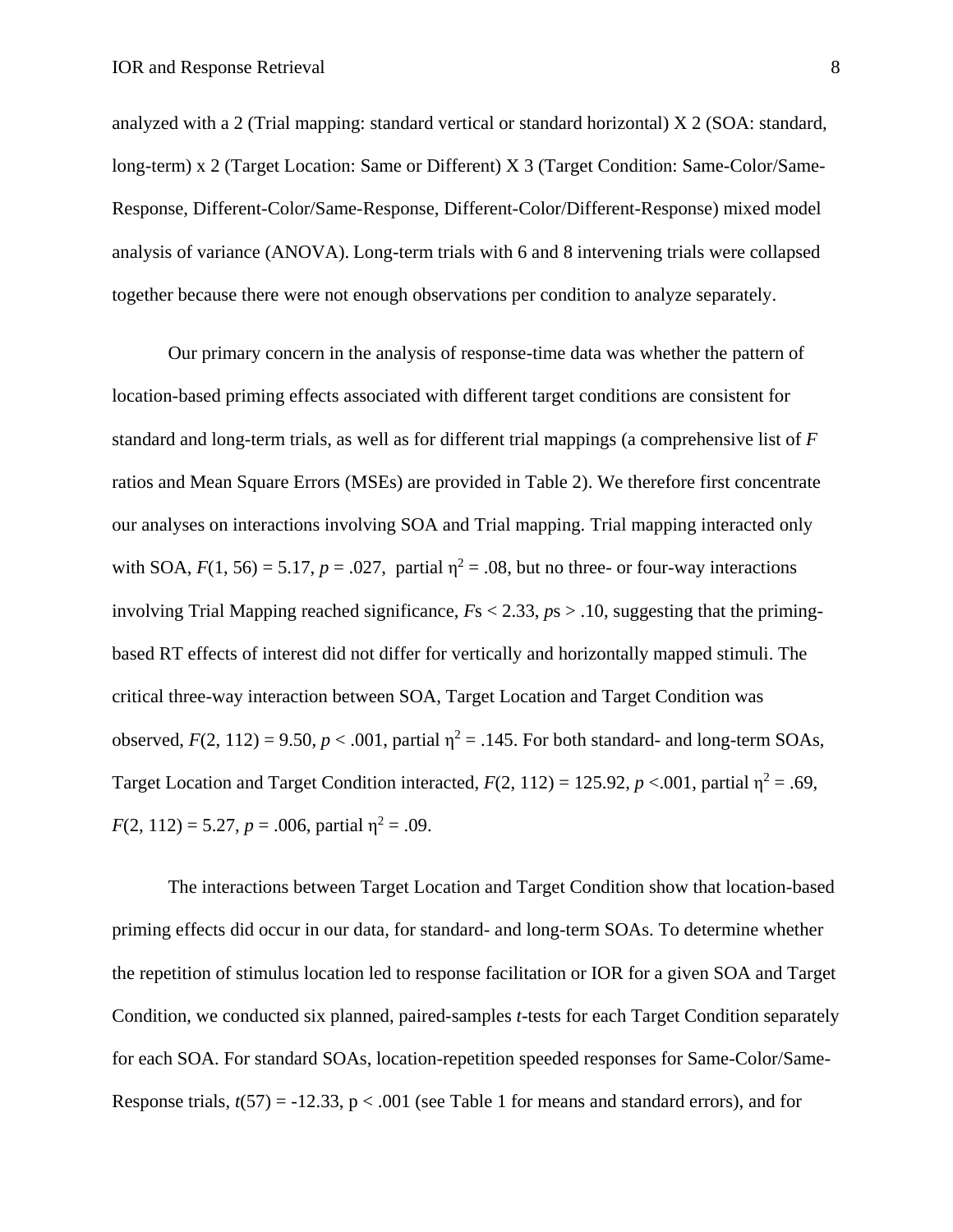analyzed with a 2 (Trial mapping: standard vertical or standard horizontal) X 2 (SOA: standard, long-term) x 2 (Target Location: Same or Different) X 3 (Target Condition: Same-Color/Same-Response, Different-Color/Same-Response, Different-Color/Different-Response) mixed model analysis of variance (ANOVA). Long-term trials with 6 and 8 intervening trials were collapsed together because there were not enough observations per condition to analyze separately.

Our primary concern in the analysis of response-time data was whether the pattern of location-based priming effects associated with different target conditions are consistent for standard and long-term trials, as well as for different trial mappings (a comprehensive list of *F* ratios and Mean Square Errors (MSEs) are provided in Table 2). We therefore first concentrate our analyses on interactions involving SOA and Trial mapping. Trial mapping interacted only with SOA, $F(1, 56) = 5.17$, $p = .027$, partial $\eta^2 = .08$, but no three- or four-way interactions involving Trial Mapping reached significance, *F*s < 2.33, *p*s > .10, suggesting that the priming-based RT effects of interest did not differ for vertically and horizontally mapped stimuli. The critical three-way interaction between SOA, Target Location and Target Condition was observed, $F(2, 112) = 9.50$, $p < .001$, partial $\eta^2 = .145$. For both standard- and long-term SOAs, Target Location and Target Condition interacted, $F(2, 112) = 125.92$, $p < .001$, partial $\eta^2 = .69$, $F(2, 112) = 5.27$, $p = .006$, partial $\eta^2 = .09$.

The interactions between Target Location and Target Condition show that location-based priming effects did occur in our data, for standard- and long-term SOAs. To determine whether the repetition of stimulus location led to response facilitation or IOR for a given SOA and Target Condition, we conducted six planned, paired-samples *t*-tests for each Target Condition separately for each SOA. For standard SOAs, location-repetition speeded responses for Same-Color/Same-Response trials, $t(57) = -12.33$, $p < .001$ (see Table 1 for means and standard errors), and for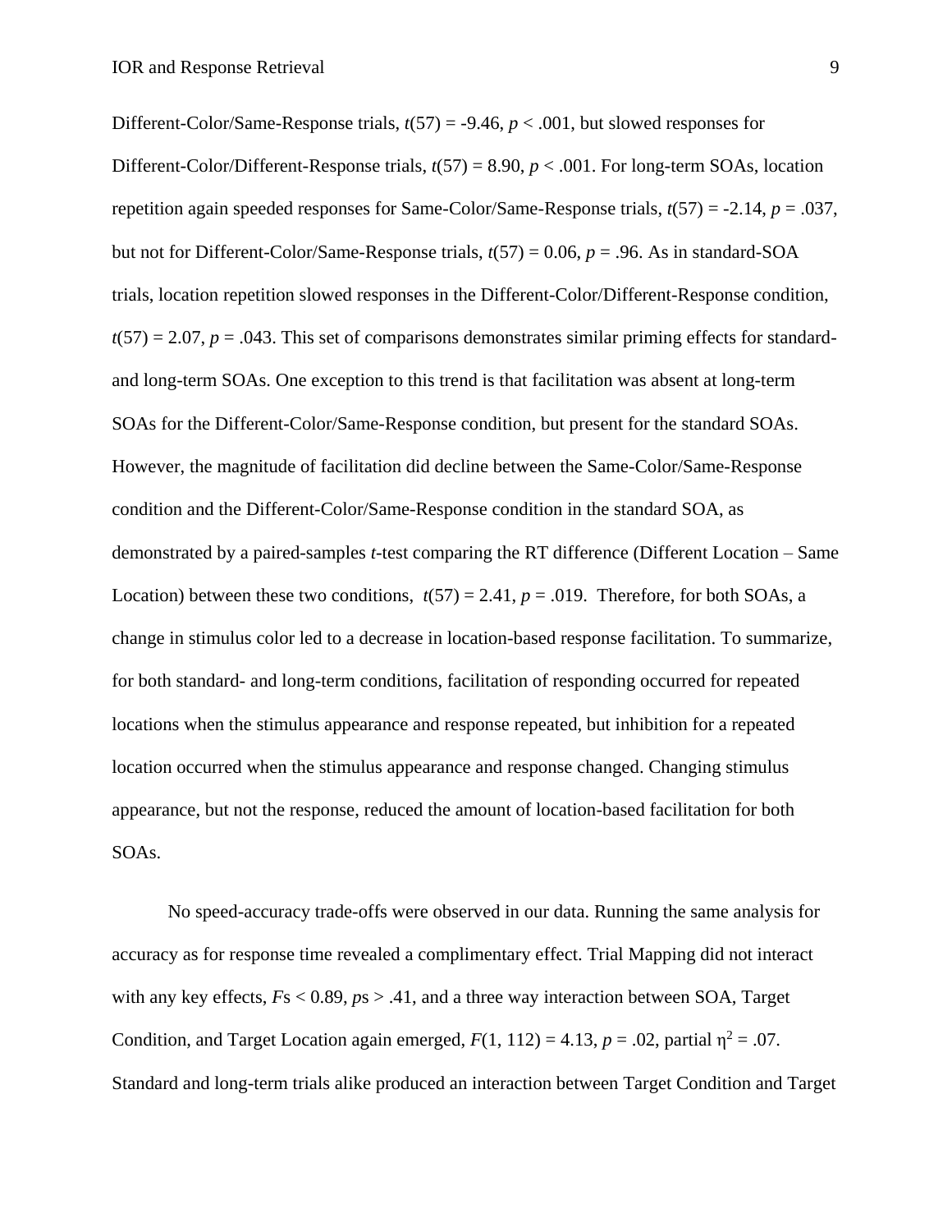Different-Color/Same-Response trials, $t(57) = -9.46$, $p < .001$, but slowed responses for Different-Color/Different-Response trials, $t(57) = 8.90$, $p < .001$. For long-term SOAs, location repetition again speeded responses for Same-Color/Same-Response trials, $t(57) = -2.14$, $p = .037$, but not for Different-Color/Same-Response trials, $t(57) = 0.06$, $p = .96$. As in standard-SOA trials, location repetition slowed responses in the Different-Color/Different-Response condition, $t(57) = 2.07$, $p = .043$. This set of comparisons demonstrates similar priming effects for standard- and long-term SOAs. One exception to this trend is that facilitation was absent at long-term SOAs for the Different-Color/Same-Response condition, but present for the standard SOAs. However, the magnitude of facilitation did decline between the Same-Color/Same-Response condition and the Different-Color/Same-Response condition in the standard SOA, as demonstrated by a paired-samples *t*-test comparing the RT difference (Different Location – Same Location) between these two conditions, $t(57) = 2.41$, $p = .019$. Therefore, for both SOAs, a change in stimulus color led to a decrease in location-based response facilitation. To summarize, for both standard- and long-term conditions, facilitation of responding occurred for repeated locations when the stimulus appearance and response repeated, but inhibition for a repeated location occurred when the stimulus appearance and response changed. Changing stimulus appearance, but not the response, reduced the amount of location-based facilitation for both SOAs.

No speed-accuracy trade-offs were observed in our data. Running the same analysis for accuracy as for response time revealed a complimentary effect. Trial Mapping did not interact with any key effects, *F*s < 0.89, *p*s > .41, and a three way interaction between SOA, Target Condition, and Target Location again emerged, $F(1, 112) = 4.13$, $p = .02$, partial $\eta^2 = .07$. Standard and long-term trials alike produced an interaction between Target Condition and Target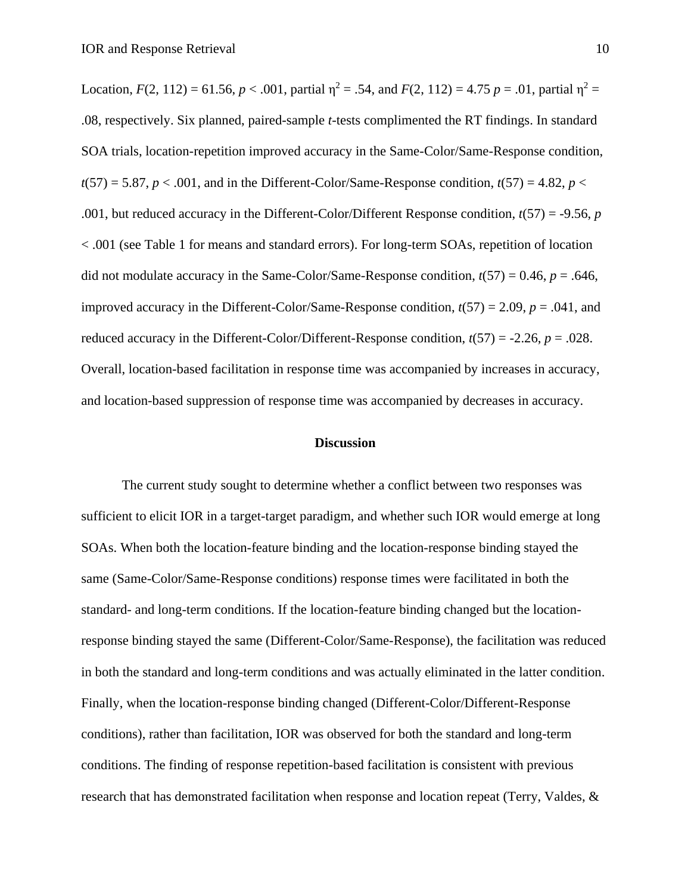Location, $F(2, 112) = 61.56$, $p < .001$, partial $\eta^2 = .54$, and $F(2, 112) = 4.75$ $p = .01$, partial $\eta^2 = .08$, respectively. Six planned, paired-sample *t*-tests complimented the RT findings. In standard SOA trials, location-repetition improved accuracy in the Same-Color/Same-Response condition, $t(57) = 5.87$, $p < .001$, and in the Different-Color/Same-Response condition, $t(57) = 4.82$, $p < .001$, but reduced accuracy in the Different-Color/Different Response condition, $t(57) = -9.56$, $p < .001$ (see Table 1 for means and standard errors). For long-term SOAs, repetition of location did not modulate accuracy in the Same-Color/Same-Response condition, $t(57) = 0.46$, $p = .646$, improved accuracy in the Different-Color/Same-Response condition, $t(57) = 2.09$, $p = .041$, and reduced accuracy in the Different-Color/Different-Response condition, $t(57) = -2.26$, $p = .028$. Overall, location-based facilitation in response time was accompanied by increases in accuracy, and location-based suppression of response time was accompanied by decreases in accuracy.

## Discussion

The current study sought to determine whether a conflict between two responses was sufficient to elicit IOR in a target-target paradigm, and whether such IOR would emerge at long SOAs. When both the location-feature binding and the location-response binding stayed the same (Same-Color/Same-Response conditions) response times were facilitated in both the standard- and long-term conditions. If the location-feature binding changed but the location-response binding stayed the same (Different-Color/Same-Response), the facilitation was reduced in both the standard and long-term conditions and was actually eliminated in the latter condition. Finally, when the location-response binding changed (Different-Color/Different-Response conditions), rather than facilitation, IOR was observed for both the standard and long-term conditions. The finding of response repetition-based facilitation is consistent with previous research that has demonstrated facilitation when response and location repeat (Terry, Valdes, &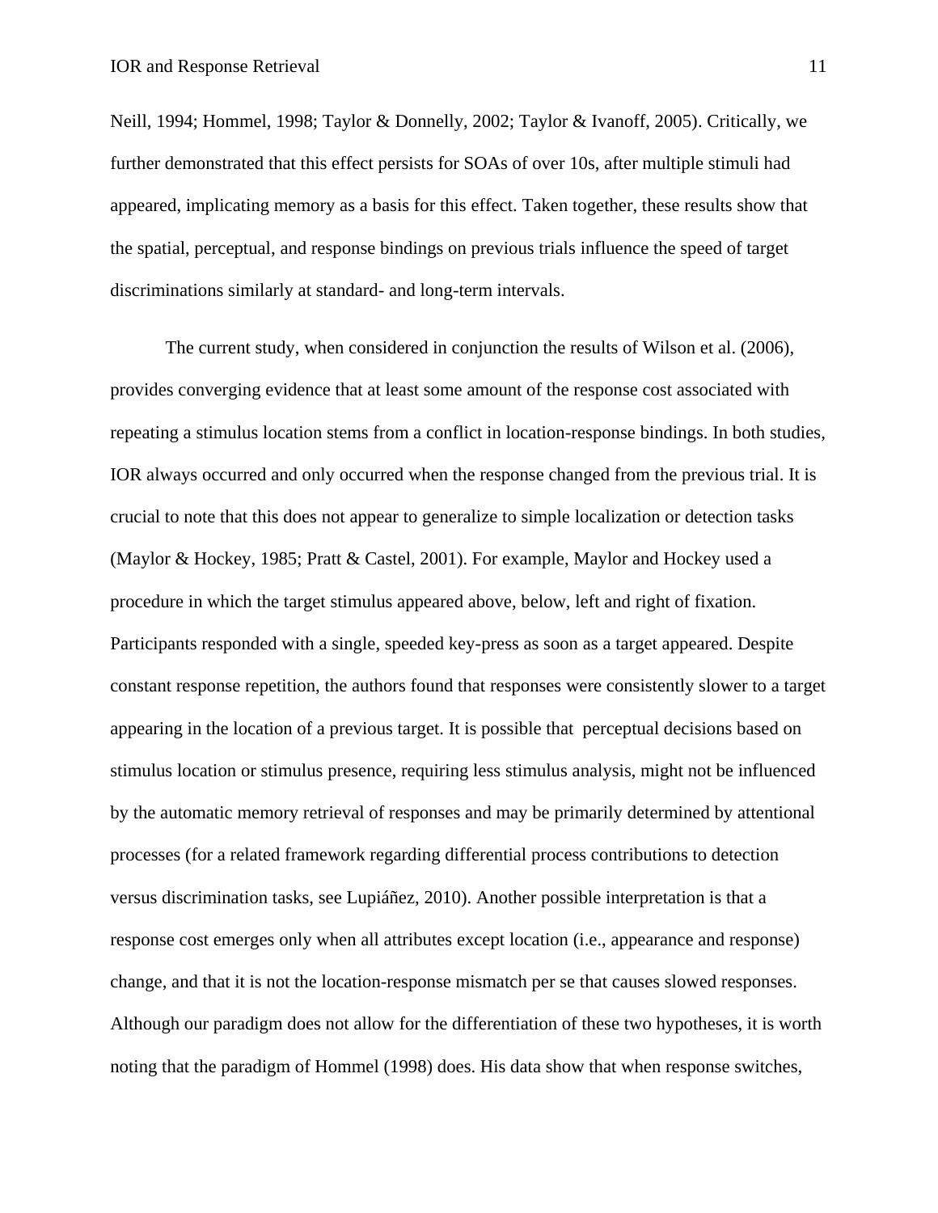Neill, 1994; Hommel, 1998; Taylor & Donnelly, 2002; Taylor & Ivanoff, 2005). Critically, we further demonstrated that this effect persists for SOAs of over 10s, after multiple stimuli had appeared, implicating memory as a basis for this effect. Taken together, these results show that the spatial, perceptual, and response bindings on previous trials influence the speed of target discriminations similarly at standard- and long-term intervals.

The current study, when considered in conjunction the results of Wilson et al. (2006), provides converging evidence that at least some amount of the response cost associated with repeating a stimulus location stems from a conflict in location-response bindings. In both studies, IOR always occurred and only occurred when the response changed from the previous trial. It is crucial to note that this does not appear to generalize to simple localization or detection tasks (Maylor & Hockey, 1985; Pratt & Castel, 2001). For example, Maylor and Hockey used a procedure in which the target stimulus appeared above, below, left and right of fixation. Participants responded with a single, speeded key-press as soon as a target appeared. Despite constant response repetition, the authors found that responses were consistently slower to a target appearing in the location of a previous target. It is possible that perceptual decisions based on stimulus location or stimulus presence, requiring less stimulus analysis, might not be influenced by the automatic memory retrieval of responses and may be primarily determined by attentional processes (for a related framework regarding differential process contributions to detection versus discrimination tasks, see Lupiáñez, 2010). Another possible interpretation is that a response cost emerges only when all attributes except location (i.e., appearance and response) change, and that it is not the location-response mismatch per se that causes slowed responses. Although our paradigm does not allow for the differentiation of these two hypotheses, it is worth noting that the paradigm of Hommel (1998) does. His data show that when response switches,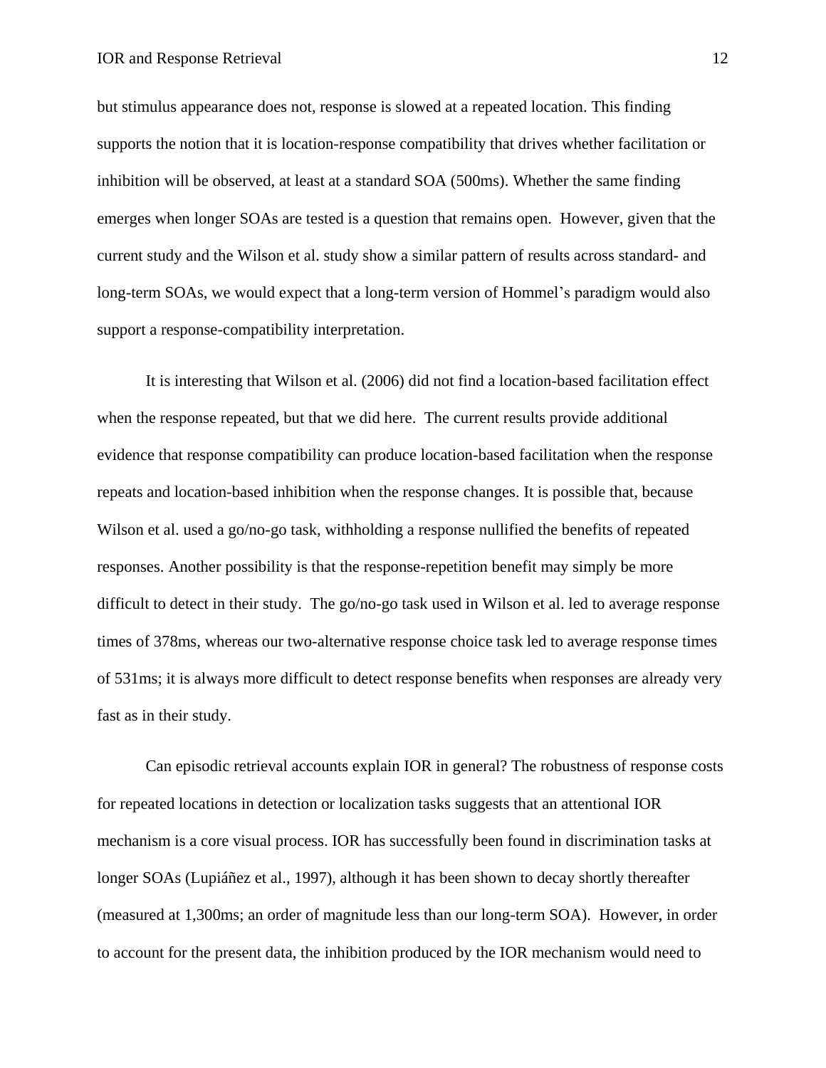but stimulus appearance does not, response is slowed at a repeated location. This finding supports the notion that it is location-response compatibility that drives whether facilitation or inhibition will be observed, at least at a standard SOA (500ms). Whether the same finding emerges when longer SOAs are tested is a question that remains open. However, given that the current study and the Wilson et al. study show a similar pattern of results across standard- and long-term SOAs, we would expect that a long-term version of Hommel's paradigm would also support a response-compatibility interpretation.

It is interesting that Wilson et al. (2006) did not find a location-based facilitation effect when the response repeated, but that we did here. The current results provide additional evidence that response compatibility can produce location-based facilitation when the response repeats and location-based inhibition when the response changes. It is possible that, because Wilson et al. used a go/no-go task, withholding a response nullified the benefits of repeated responses. Another possibility is that the response-repetition benefit may simply be more difficult to detect in their study. The go/no-go task used in Wilson et al. led to average response times of 378ms, whereas our two-alternative response choice task led to average response times of 531ms; it is always more difficult to detect response benefits when responses are already very fast as in their study.

Can episodic retrieval accounts explain IOR in general? The robustness of response costs for repeated locations in detection or localization tasks suggests that an attentional IOR mechanism is a core visual process. IOR has successfully been found in discrimination tasks at longer SOAs (Lupiáñez et al., 1997), although it has been shown to decay shortly thereafter (measured at 1,300ms; an order of magnitude less than our long-term SOA). However, in order to account for the present data, the inhibition produced by the IOR mechanism would need to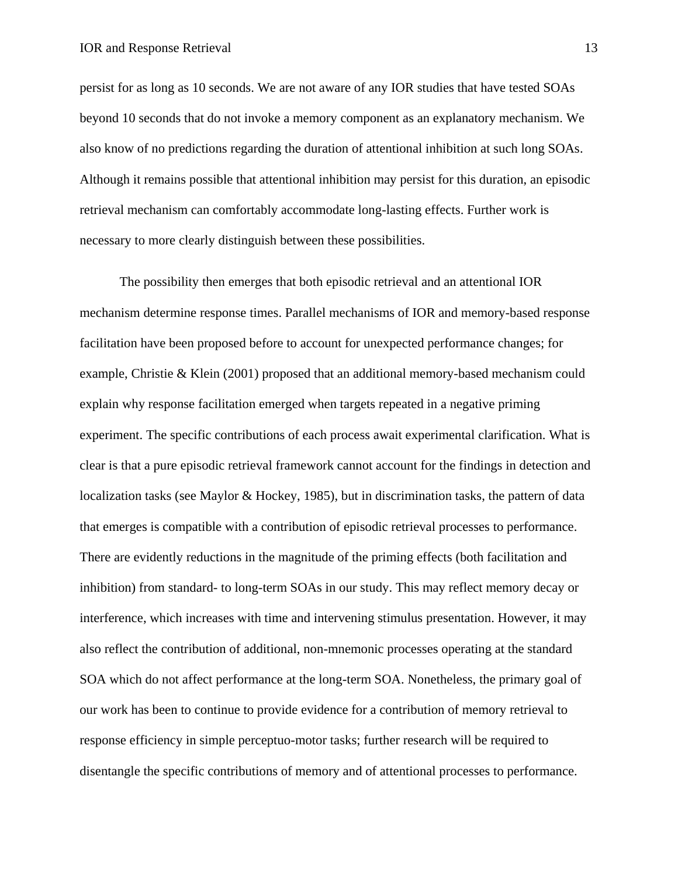persist for as long as 10 seconds. We are not aware of any IOR studies that have tested SOAs beyond 10 seconds that do not invoke a memory component as an explanatory mechanism. We also know of no predictions regarding the duration of attentional inhibition at such long SOAs. Although it remains possible that attentional inhibition may persist for this duration, an episodic retrieval mechanism can comfortably accommodate long-lasting effects. Further work is necessary to more clearly distinguish between these possibilities.

The possibility then emerges that both episodic retrieval and an attentional IOR mechanism determine response times. Parallel mechanisms of IOR and memory-based response facilitation have been proposed before to account for unexpected performance changes; for example, Christie & Klein (2001) proposed that an additional memory-based mechanism could explain why response facilitation emerged when targets repeated in a negative priming experiment. The specific contributions of each process await experimental clarification. What is clear is that a pure episodic retrieval framework cannot account for the findings in detection and localization tasks (see Maylor & Hockey, 1985), but in discrimination tasks, the pattern of data that emerges is compatible with a contribution of episodic retrieval processes to performance. There are evidently reductions in the magnitude of the priming effects (both facilitation and inhibition) from standard- to long-term SOAs in our study. This may reflect memory decay or interference, which increases with time and intervening stimulus presentation. However, it may also reflect the contribution of additional, non-mnemonic processes operating at the standard SOA which do not affect performance at the long-term SOA. Nonetheless, the primary goal of our work has been to continue to provide evidence for a contribution of memory retrieval to response efficiency in simple perceptuo-motor tasks; further research will be required to disentangle the specific contributions of memory and of attentional processes to performance.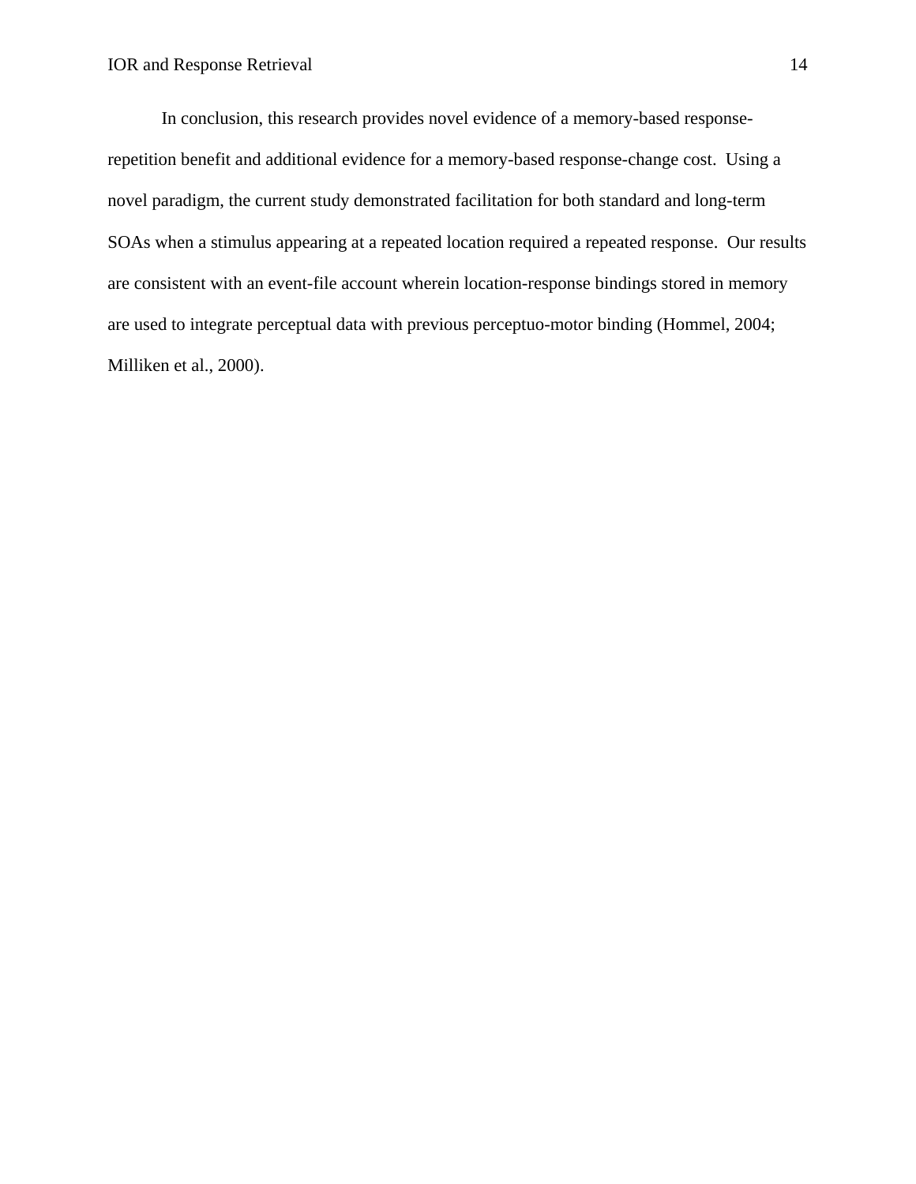In conclusion, this research provides novel evidence of a memory-based response-repetition benefit and additional evidence for a memory-based response-change cost. Using a novel paradigm, the current study demonstrated facilitation for both standard and long-term SOAs when a stimulus appearing at a repeated location required a repeated response. Our results are consistent with an event-file account wherein location-response bindings stored in memory are used to integrate perceptual data with previous perceptuo-motor binding (Hommel, 2004; Milliken et al., 2000).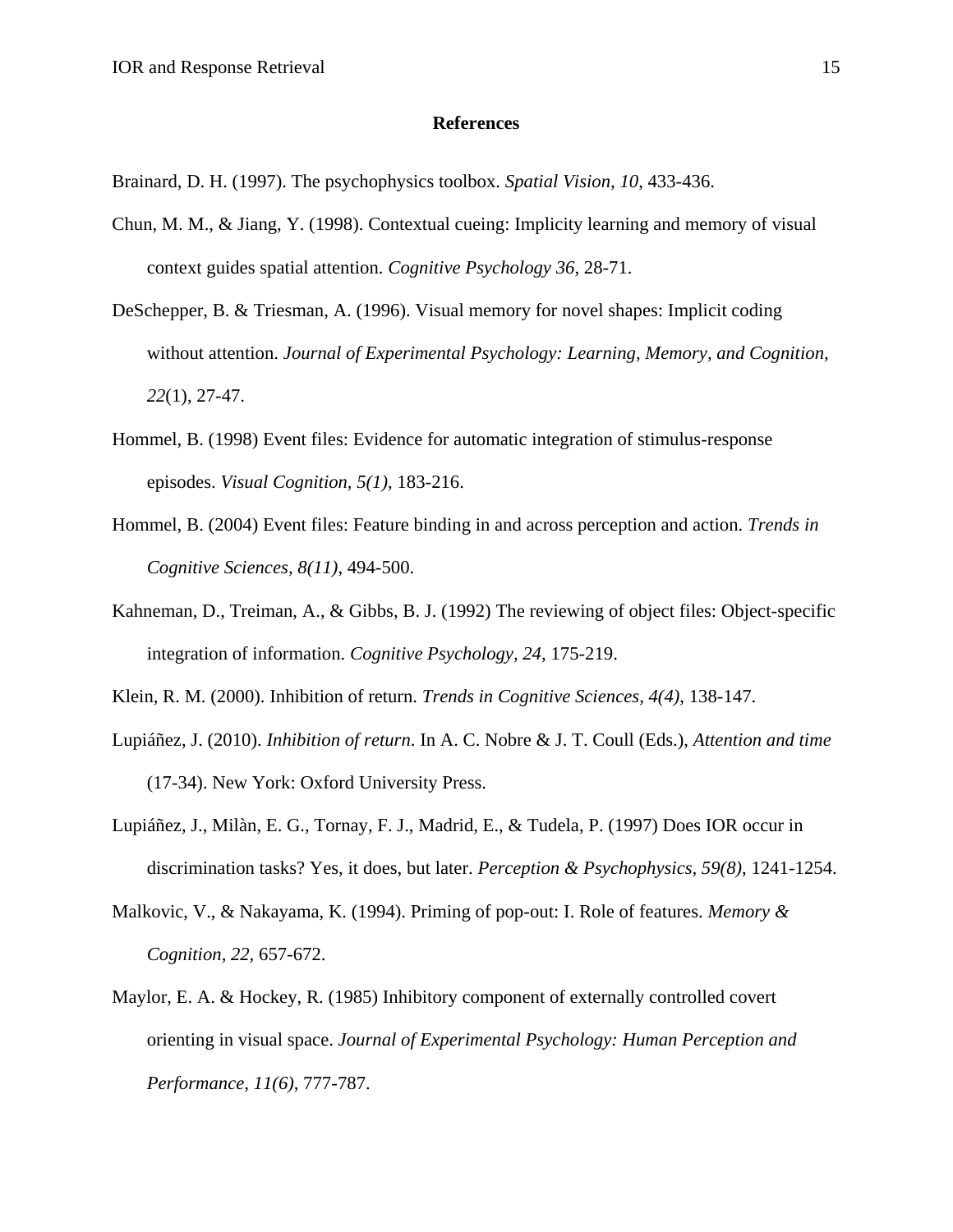**References**

Brainard, D. H. (1997). The psychophysics toolbox. *Spatial Vision*, *10*, 433-436.

Chun, M. M., & Jiang, Y. (1998). Contextual cueing: Implicity learning and memory of visual context guides spatial attention. *Cognitive Psychology 36*, 28-71.

DeSchepper, B. & Triesman, A. (1996). Visual memory for novel shapes: Implicit coding without attention. *Journal of Experimental Psychology: Learning, Memory, and Cognition, 22*(1), 27-47.

Hommel, B. (1998) Event files: Evidence for automatic integration of stimulus-response episodes. *Visual Cognition, 5(1)*, 183-216.

Hommel, B. (2004) Event files: Feature binding in and across perception and action. *Trends in Cognitive Sciences, 8(11)*, 494-500.

Kahneman, D., Treiman, A., & Gibbs, B. J. (1992) The reviewing of object files: Object-specific integration of information. *Cognitive Psychology, 24*, 175-219.

Klein, R. M. (2000). Inhibition of return. *Trends in Cognitive Sciences, 4(4),* 138-147.

Lupiáñez, J. (2010). *Inhibition of return*. In A. C. Nobre & J. T. Coull (Eds.), *Attention and time* (17-34). New York: Oxford University Press.

Lupiáñez, J., Milàn, E. G., Tornay, F. J., Madrid, E., & Tudela, P. (1997) Does IOR occur in discrimination tasks? Yes, it does, but later. *Perception & Psychophysics, 59(8),* 1241-1254.

Malkovic, V., & Nakayama, K. (1994). Priming of pop-out: I. Role of features. *Memory & Cognition, 22,* 657-672.

Maylor, E. A. & Hockey, R. (1985) Inhibitory component of externally controlled covert orienting in visual space. *Journal of Experimental Psychology: Human Perception and Performance, 11(6)*, 777-787.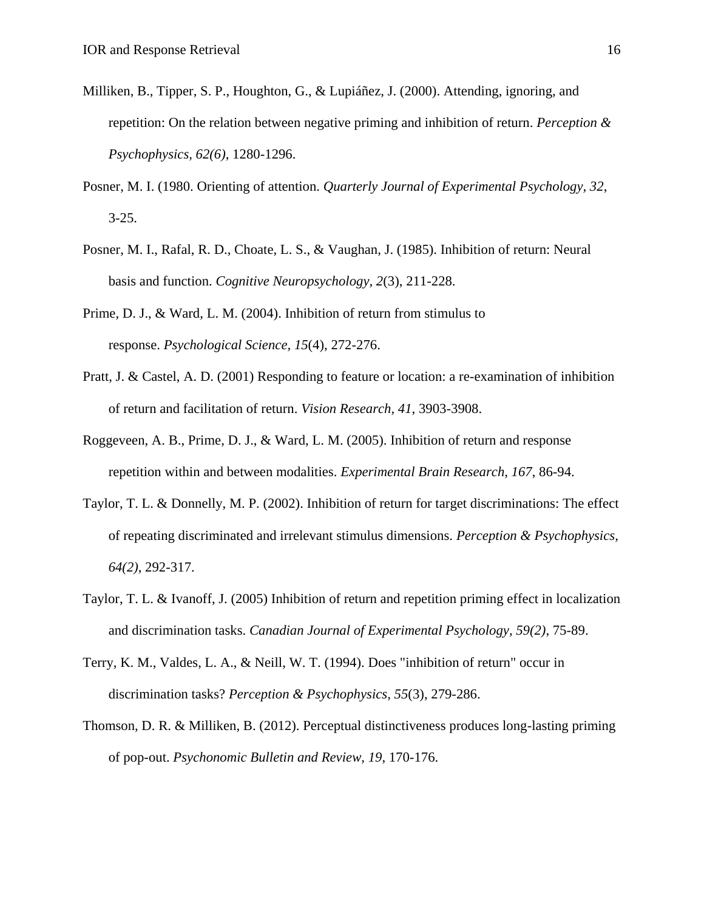Milliken, B., Tipper, S. P., Houghton, G., & Lupiáñez, J. (2000). Attending, ignoring, and repetition: On the relation between negative priming and inhibition of return. *Perception & Psychophysics*, *62(6)*, 1280-1296.

Posner, M. I. (1980. Orienting of attention. *Quarterly Journal of Experimental Psychology, 32*, 3-25.

Posner, M. I., Rafal, R. D., Choate, L. S., & Vaughan, J. (1985). Inhibition of return: Neural basis and function. *Cognitive Neuropsychology, 2*(3), 211-228.

Prime, D. J., & Ward, L. M. (2004). Inhibition of return from stimulus to response. *Psychological Science, 15*(4), 272-276.

Pratt, J. & Castel, A. D. (2001) Responding to feature or location: a re-examination of inhibition of return and facilitation of return. *Vision Research, 41*, 3903-3908.

Roggeveen, A. B., Prime, D. J., & Ward, L. M. (2005). Inhibition of return and response repetition within and between modalities. *Experimental Brain Research, 167*, 86-94.

Taylor, T. L. & Donnelly, M. P. (2002). Inhibition of return for target discriminations: The effect of repeating discriminated and irrelevant stimulus dimensions. *Perception & Psychophysics*, *64(2)*, 292-317.

Taylor, T. L. & Ivanoff, J. (2005) Inhibition of return and repetition priming effect in localization and discrimination tasks. *Canadian Journal of Experimental Psychology, 59(2)*, 75-89.

Terry, K. M., Valdes, L. A., & Neill, W. T. (1994). Does "inhibition of return" occur in discrimination tasks? *Perception & Psychophysics*, *55*(3), 279-286.

Thomson, D. R. & Milliken, B. (2012). Perceptual distinctiveness produces long-lasting priming of pop-out. *Psychonomic Bulletin and Review, 19*, 170-176.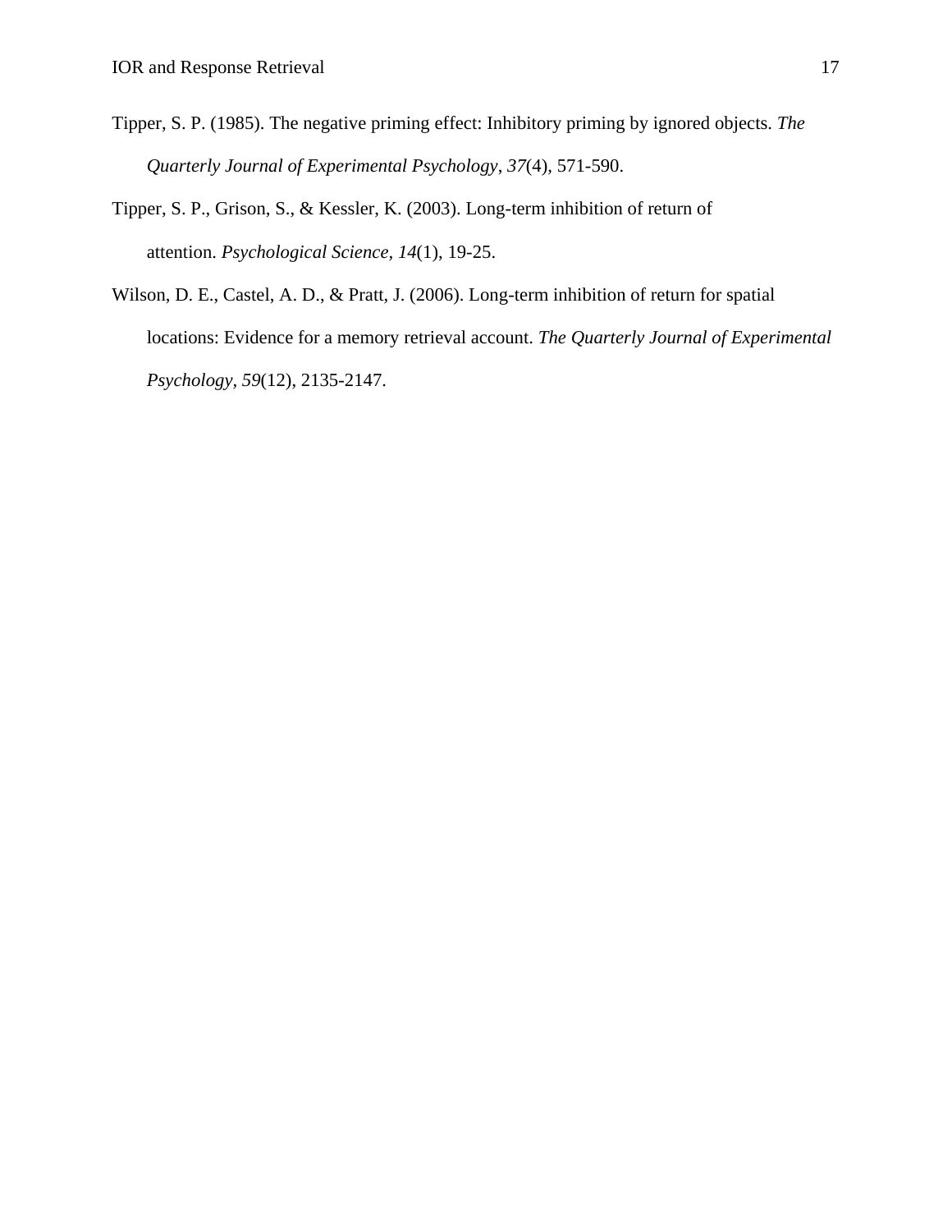Tipper, S. P. (1985). The negative priming effect: Inhibitory priming by ignored objects. *The Quarterly Journal of Experimental Psychology*, *37*(4), 571-590.

Tipper, S. P., Grison, S., & Kessler, K. (2003). Long-term inhibition of return of attention. *Psychological Science, 14*(1), 19-25.

Wilson, D. E., Castel, A. D., & Pratt, J. (2006). Long-term inhibition of return for spatial locations: Evidence for a memory retrieval account. *The Quarterly Journal of Experimental Psychology, 59*(12), 2135-2147.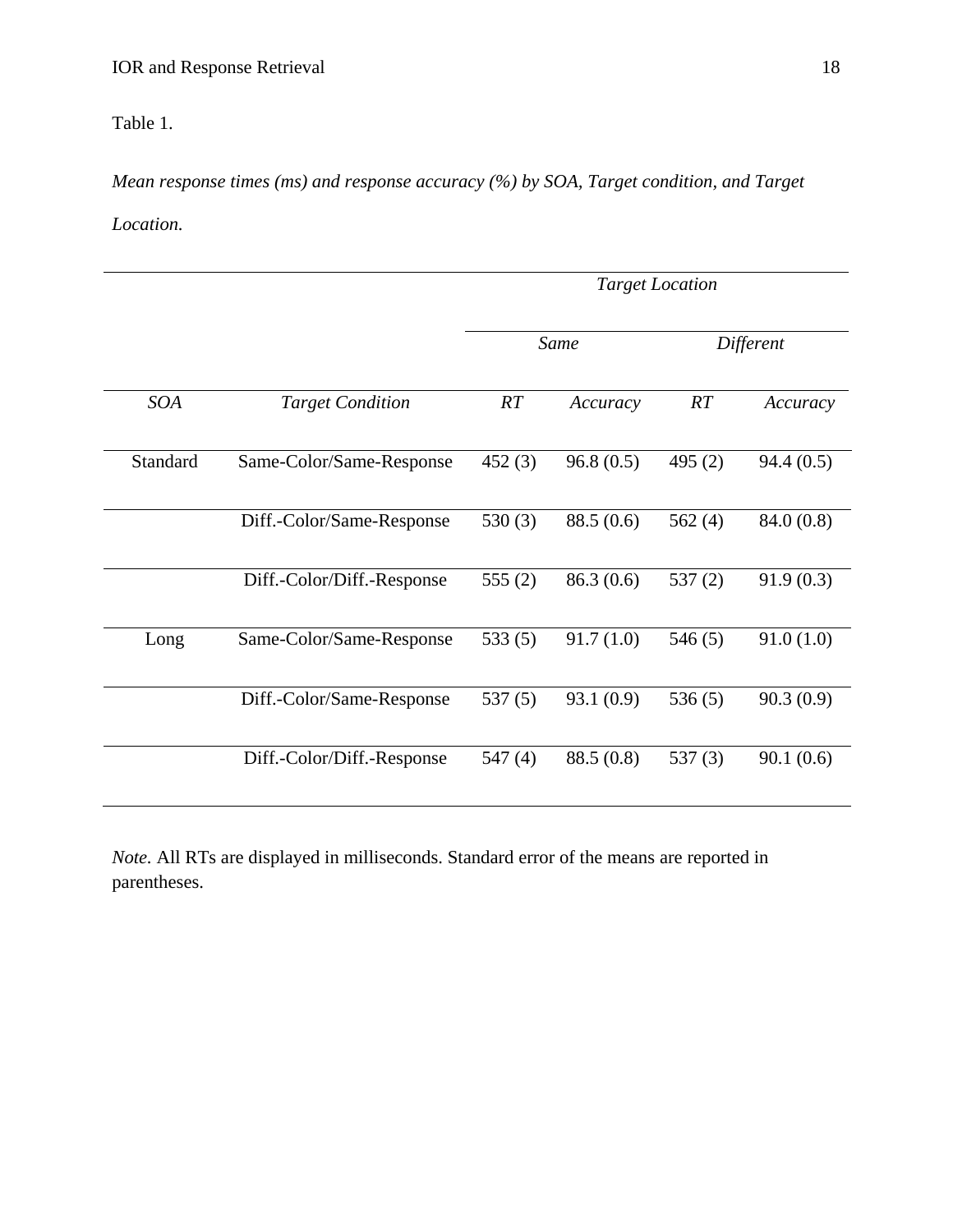Table 1.

*Mean response times (ms) and response accuracy (%) by SOA, Target condition, and Target Location.*

| | | *Target Location* | | | |
|---|---|---|---|---|---|
| | | *Same* | | *Different* | |
| *SOA* | *Target Condition* | *RT* | *Accuracy* | *RT* | *Accuracy* |
| Standard | Same-Color/Same-Response | 452 (3) | 96.8 (0.5) | 495 (2) | 94.4 (0.5) |
| | Diff.-Color/Same-Response | 530 (3) | 88.5 (0.6) | 562 (4) | 84.0 (0.8) |
| | Diff.-Color/Diff.-Response | 555 (2) | 86.3 (0.6) | 537 (2) | 91.9 (0.3) |
| Long | Same-Color/Same-Response | 533 (5) | 91.7 (1.0) | 546 (5) | 91.0 (1.0) |
| | Diff.-Color/Same-Response | 537 (5) | 93.1 (0.9) | 536 (5) | 90.3 (0.9) |
| | Diff.-Color/Diff.-Response | 547 (4) | 88.5 (0.8) | 537 (3) | 90.1 (0.6) |

*Note.* All RTs are displayed in milliseconds. Standard error of the means are reported in parentheses.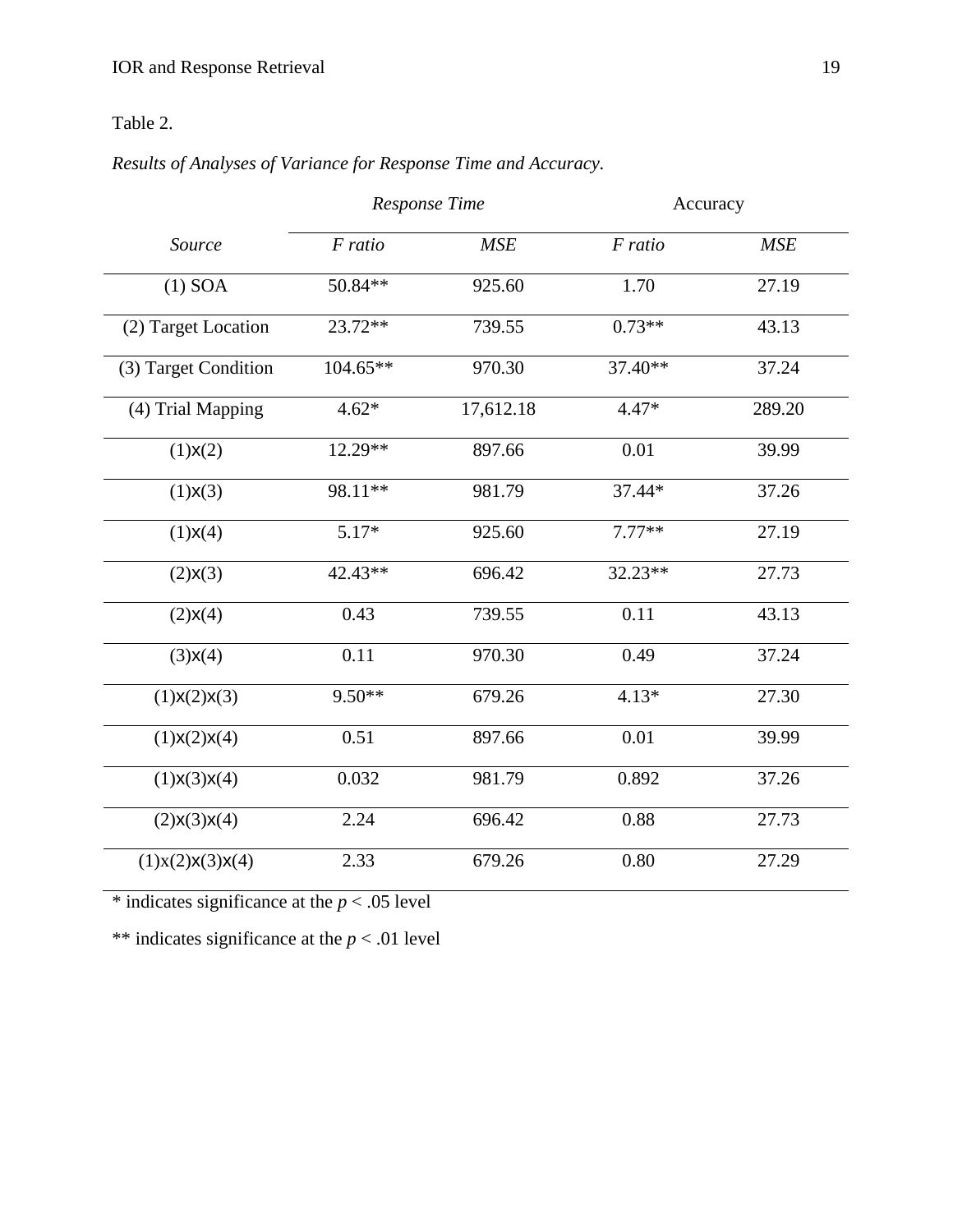Table 2.

*Results of Analyses of Variance for Response Time and Accuracy.*

| | *Response Time* | | Accuracy | |
|---|---|---|---|---|
| *Source* | *F ratio* | *MSE* | *F ratio* | *MSE* |
| (1) SOA | 50.84** | 925.60 | 1.70 | 27.19 |
| (2) Target Location | 23.72** | 739.55 | 0.73** | 43.13 |
| (3) Target Condition | 104.65** | 970.30 | 37.40** | 37.24 |
| (4) Trial Mapping | 4.62* | 17,612.18 | 4.47* | 289.20 |
| (1)x(2) | 12.29** | 897.66 | 0.01 | 39.99 |
| (1)x(3) | 98.11** | 981.79 | 37.44* | 37.26 |
| (1)x(4) | 5.17* | 925.60 | 7.77** | 27.19 |
| (2)x(3) | 42.43** | 696.42 | 32.23** | 27.73 |
| (2)x(4) | 0.43 | 739.55 | 0.11 | 43.13 |
| (3)x(4) | 0.11 | 970.30 | 0.49 | 37.24 |
| (1)x(2)x(3) | 9.50** | 679.26 | 4.13* | 27.30 |
| (1)x(2)x(4) | 0.51 | 897.66 | 0.01 | 39.99 |
| (1)x(3)x(4) | 0.032 | 981.79 | 0.892 | 37.26 |
| (2)x(3)x(4) | 2.24 | 696.42 | 0.88 | 27.73 |
| (1)x(2)x(3)x(4) | 2.33 | 679.26 | 0.80 | 27.29 |

* indicates significance at the $p < .05$ level

** indicates significance at the $p < .01$ level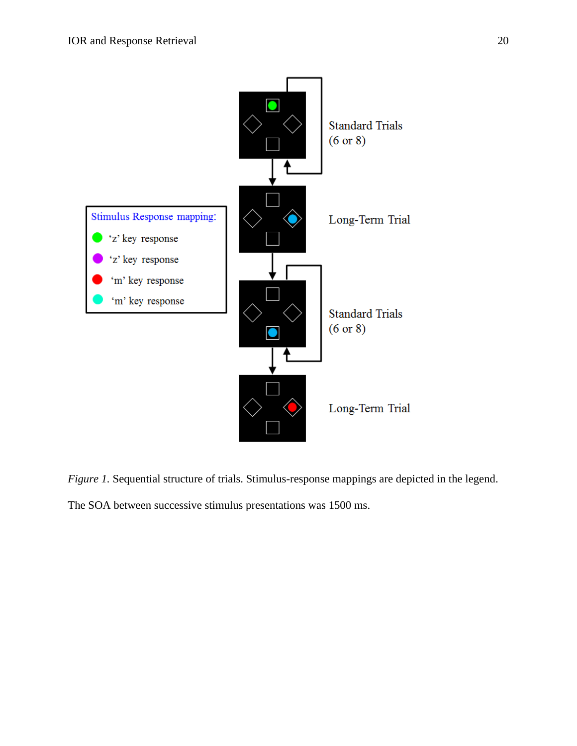Stimulus Response mapping:

- 'z' key response
- 'z' key response
- 'm' key response
- 'm' key response

Standard Trials (6 or 8)

Long-Term Trial

Standard Trials (6 or 8)

Long-Term Trial

*Figure 1*. Sequential structure of trials. Stimulus-response mappings are depicted in the legend. The SOA between successive stimulus presentations was 1500 ms.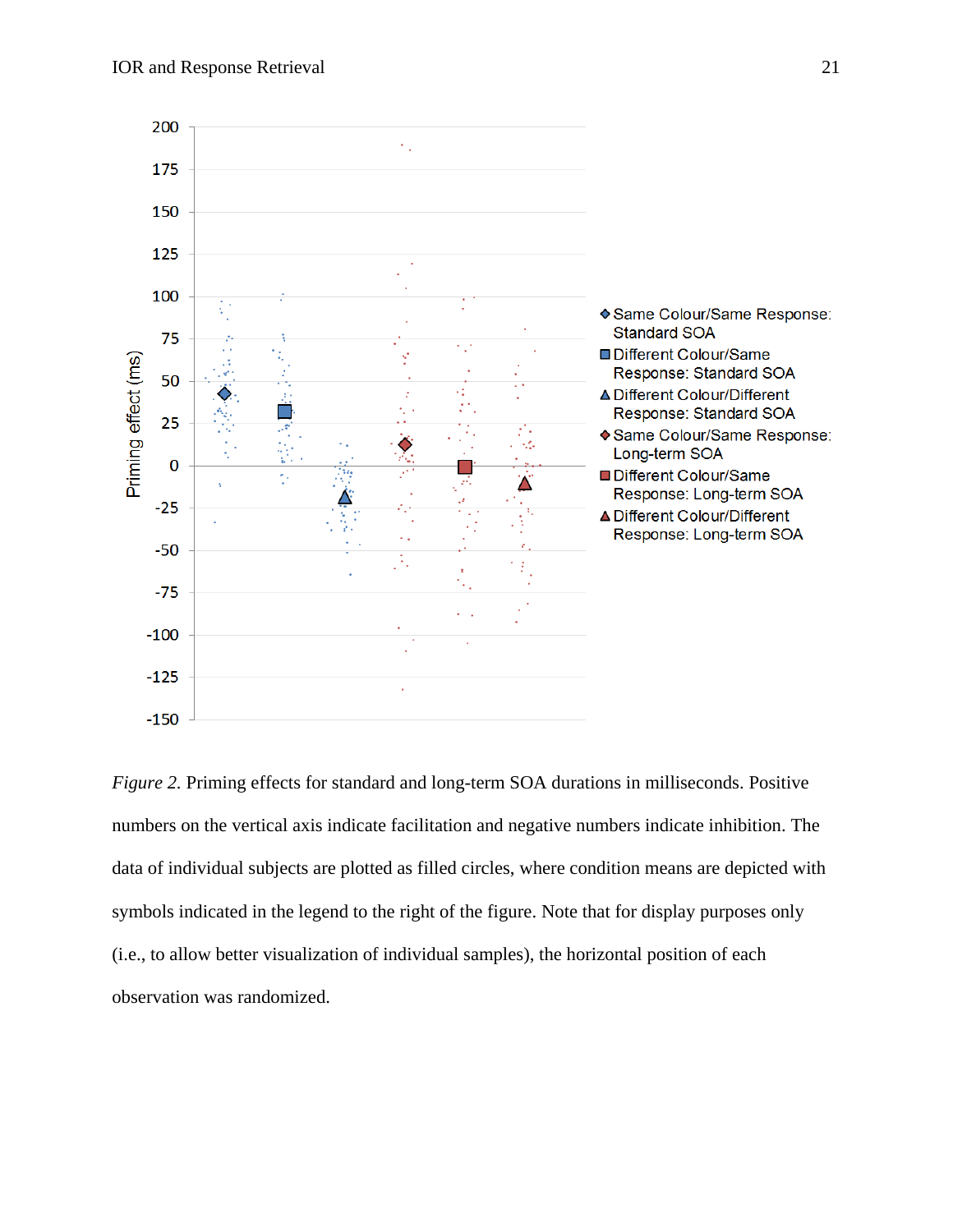200
175
150
125
100
75
50
25
0
-25
-50
-75
-100
-125
-150

Priming effect (ms)

Same Colour/Same Response: Standard SOA
Different Colour/Same Response: Standard SOA
Different Colour/Different Response: Standard SOA
Same Colour/Same Response: Long-term SOA
Different Colour/Same Response: Long-term SOA
Different Colour/Different Response: Long-term SOA

*Figure 2.* Priming effects for standard and long-term SOA durations in milliseconds. Positive numbers on the vertical axis indicate facilitation and negative numbers indicate inhibition. The data of individual subjects are plotted as filled circles, where condition means are depicted with symbols indicated in the legend to the right of the figure. Note that for display purposes only (i.e., to allow better visualization of individual samples), the horizontal position of each observation was randomized.